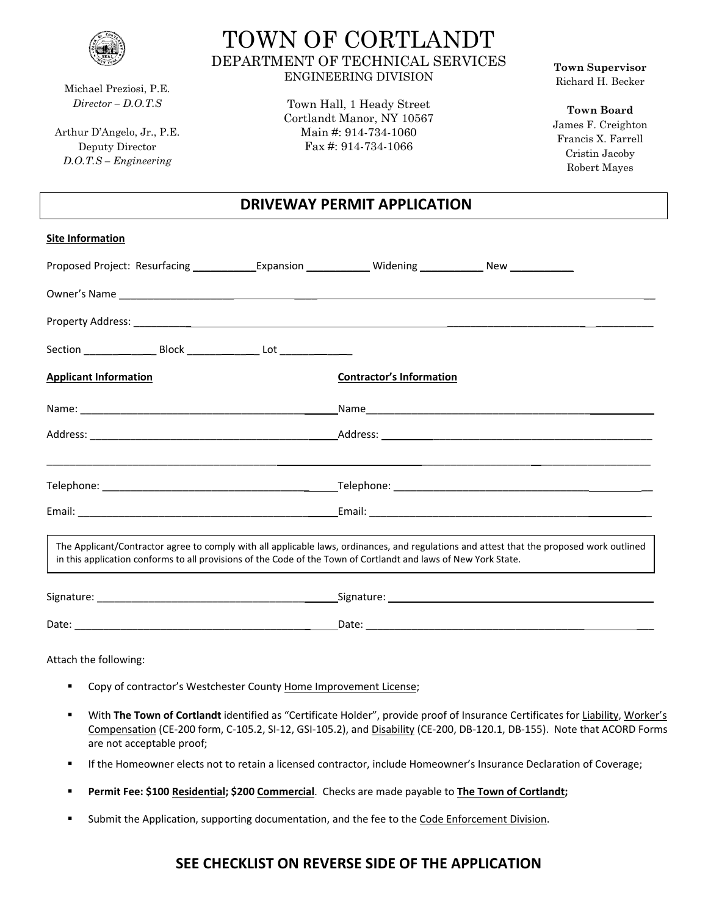# TOWN OF CORTLANDT

## DEPARTMENT OF TECHNICAL SERVICES

ENGINEERING DIVISION

Town Hall, 1 Heady Street
Cortlandt Manor, NY 10567
Main #: 914-734-1060
Fax #: 914-734-1066

Michael Preziosi, P.E.
*Director – D.O.T.S*

Arthur D'Angelo, Jr., P.E.
Deputy Director
*D.O.T.S – Engineering*

**Town Supervisor**
Richard H. Becker

**Town Board**
James F. Creighton
Francis X. Farrell
Cristin Jacoby
Robert Mayes

## DRIVEWAY PERMIT APPLICATION

**Site Information**

Proposed Project: Resurfacing ___________ Expansion ___________ Widening ___________ New ___________

Owner's Name ______________________________________________________________

Property Address: ___________________________________________________________

Section _____________ Block _____________ Lot _____________

| **Applicant Information** | **Contractor's Information** |
|---|---|
| Name: ______________________________ | Name ______________________________ |
| Address: ______________________________ | Address: ______________________________ |
| ______________________________ | ______________________________ |
| Telephone: ______________________________ | Telephone: ______________________________ |
| Email: ______________________________ | Email: ______________________________ |

The Applicant/Contractor agree to comply with all applicable laws, ordinances, and regulations and attest that the proposed work outlined in this application conforms to all provisions of the Code of the Town of Cortlandt and laws of New York State.

| | |
|---|---|
| Signature: ______________________________ | Signature: ______________________________ |
| Date: ______________________________ | Date: ______________________________ |

Attach the following:

- Copy of contractor's Westchester County Home Improvement License;
- With **The Town of Cortlandt** identified as "Certificate Holder", provide proof of Insurance Certificates for Liability, Worker's Compensation (CE-200 form, C-105.2, SI-12, GSI-105.2), and Disability (CE-200, DB-120.1, DB-155). Note that ACORD Forms are not acceptable proof;
- If the Homeowner elects not to retain a licensed contractor, include Homeowner's Insurance Declaration of Coverage;
- **Permit Fee: $100 Residential; $200 Commercial**. Checks are made payable to **The Town of Cortlandt;**
- Submit the Application, supporting documentation, and the fee to the Code Enforcement Division.

## SEE CHECKLIST ON REVERSE SIDE OF THE APPLICATION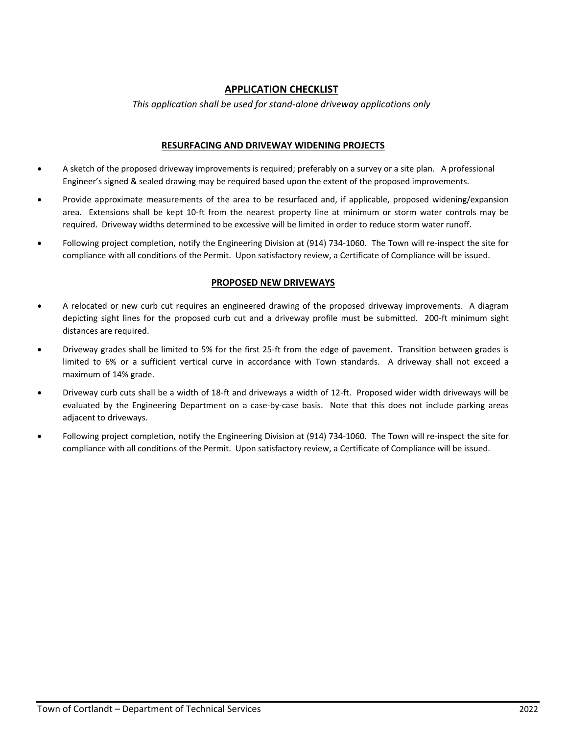## APPLICATION CHECKLIST

*This application shall be used for stand-alone driveway applications only*

### RESURFACING AND DRIVEWAY WIDENING PROJECTS

- A sketch of the proposed driveway improvements is required; preferably on a survey or a site plan. A professional Engineer's signed & sealed drawing may be required based upon the extent of the proposed improvements.
- Provide approximate measurements of the area to be resurfaced and, if applicable, proposed widening/expansion area. Extensions shall be kept 10-ft from the nearest property line at minimum or storm water controls may be required. Driveway widths determined to be excessive will be limited in order to reduce storm water runoff.
- Following project completion, notify the Engineering Division at (914) 734-1060. The Town will re-inspect the site for compliance with all conditions of the Permit. Upon satisfactory review, a Certificate of Compliance will be issued.

### PROPOSED NEW DRIVEWAYS

- A relocated or new curb cut requires an engineered drawing of the proposed driveway improvements. A diagram depicting sight lines for the proposed curb cut and a driveway profile must be submitted. 200-ft minimum sight distances are required.
- Driveway grades shall be limited to 5% for the first 25-ft from the edge of pavement. Transition between grades is limited to 6% or a sufficient vertical curve in accordance with Town standards. A driveway shall not exceed a maximum of 14% grade.
- Driveway curb cuts shall be a width of 18-ft and driveways a width of 12-ft. Proposed wider width driveways will be evaluated by the Engineering Department on a case-by-case basis. Note that this does not include parking areas adjacent to driveways.
- Following project completion, notify the Engineering Division at (914) 734-1060. The Town will re-inspect the site for compliance with all conditions of the Permit. Upon satisfactory review, a Certificate of Compliance will be issued.